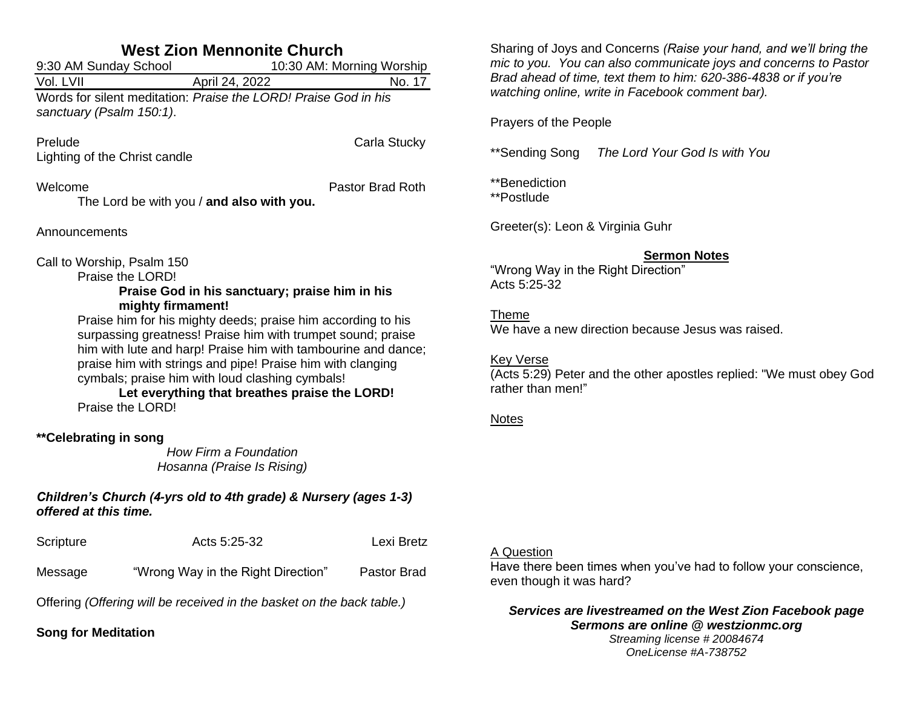# West Zion Mennonite Church

9:30 AM Sunday School | 10:30 AM: Morning Worship

Vol. LVII | April 24, 2022 | No. 17

Words for silent meditation: *Praise the LORD! Praise God in his sanctuary (Psalm 150:1)*.

Prelude — Carla Stucky

Lighting of the Christ candle

Welcome — Pastor Brad Roth

The Lord be with you / **and also with you.**

Announcements

Call to Worship, Psalm 150

Praise the LORD!

**Praise God in his sanctuary; praise him in his mighty firmament!**

Praise him for his mighty deeds; praise him according to his surpassing greatness! Praise him with trumpet sound; praise him with lute and harp! Praise him with tambourine and dance; praise him with strings and pipe! Praise him with clanging cymbals; praise him with loud clashing cymbals!

**Let everything that breathes praise the LORD!**

Praise the LORD!

**\*\*Celebrating in song**

*How Firm a Foundation*

*Hosanna (Praise Is Rising)*

***Children's Church (4-yrs old to 4th grade) & Nursery (ages 1-3) offered at this time.***

Scripture — Acts 5:25-32 — Lexi Bretz

Message — "Wrong Way in the Right Direction" — Pastor Brad

Offering *(Offering will be received in the basket on the back table.)*

**Song for Meditation**

Sharing of Joys and Concerns *(Raise your hand, and we'll bring the mic to you. You can also communicate joys and concerns to Pastor Brad ahead of time, text them to him: 620-386-4838 or if you're watching online, write in Facebook comment bar).*

Prayers of the People

\*\*Sending Song *The Lord Your God Is with You*

\*\*Benediction

\*\*Postlude

Greeter(s): Leon & Virginia Guhr

## Sermon Notes

"Wrong Way in the Right Direction"

Acts 5:25-32

Theme

We have a new direction because Jesus was raised.

Key Verse

(Acts 5:29) Peter and the other apostles replied: "We must obey God rather than men!"

Notes

A Question

Have there been times when you've had to follow your conscience, even though it was hard?

***Services are livestreamed on the West Zion Facebook page***

***Sermons are online @ westzionmc.org***

*Streaming license # 20084674*

*OneLicense #A-738752*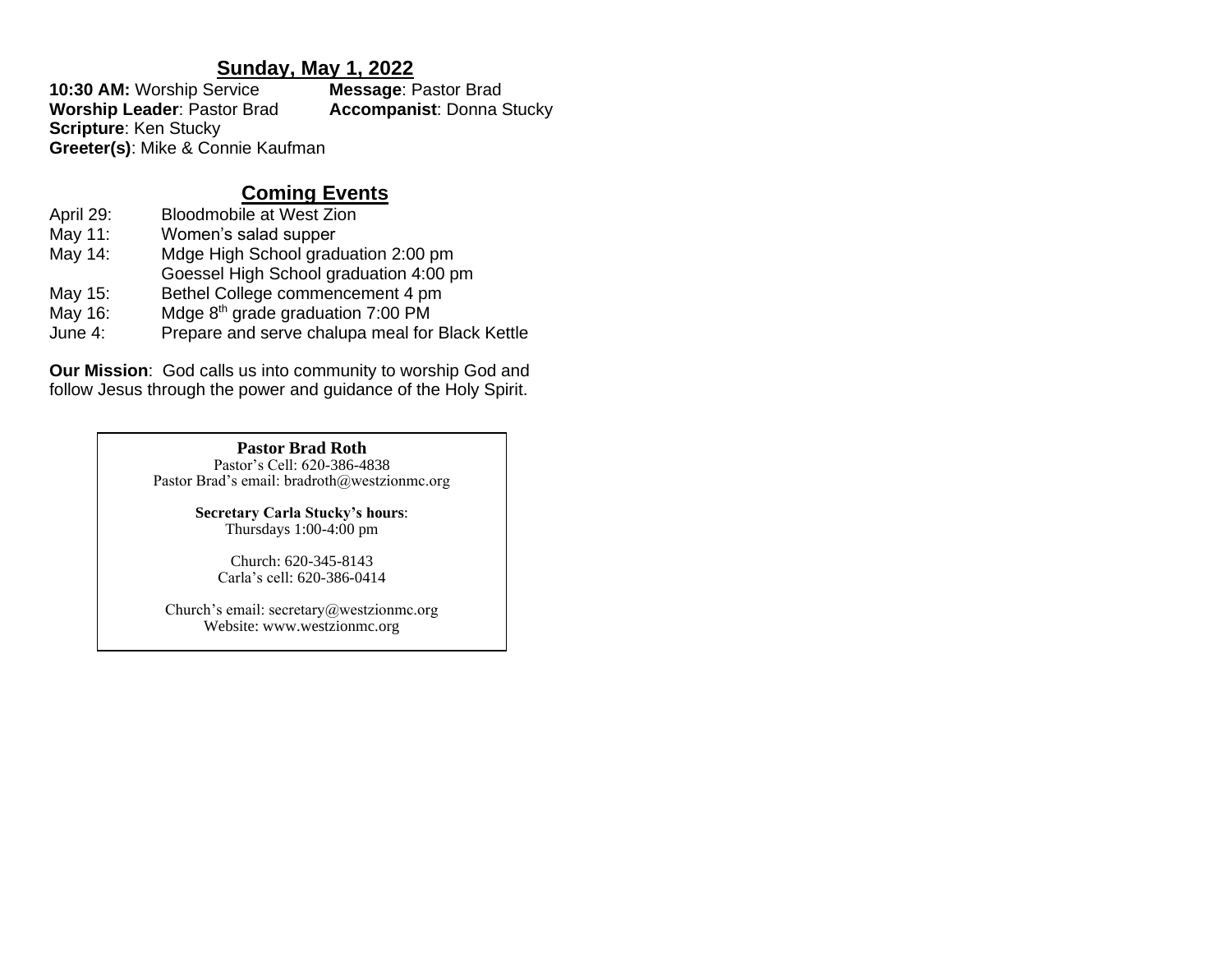## Sunday, May 1, 2022

**10:30 AM:** Worship Service **Message**: Pastor Brad
**Worship Leader**: Pastor Brad **Accompanist**: Donna Stucky
**Scripture**: Ken Stucky
**Greeter(s)**: Mike & Connie Kaufman

## Coming Events

April 29: Bloodmobile at West Zion
May 11: Women's salad supper
May 14: Mdge High School graduation 2:00 pm
Goessel High School graduation 4:00 pm
May 15: Bethel College commencement 4 pm
May 16: Mdge 8th grade graduation 7:00 PM
June 4: Prepare and serve chalupa meal for Black Kettle

**Our Mission**: God calls us into community to worship God and follow Jesus through the power and guidance of the Holy Spirit.

**Pastor Brad Roth**
Pastor's Cell: 620-386-4838
Pastor Brad's email: bradroth@westzionmc.org

**Secretary Carla Stucky's hours**:
Thursdays 1:00-4:00 pm

Church: 620-345-8143
Carla's cell: 620-386-0414

Church's email: secretary@westzionmc.org
Website: www.westzionmc.org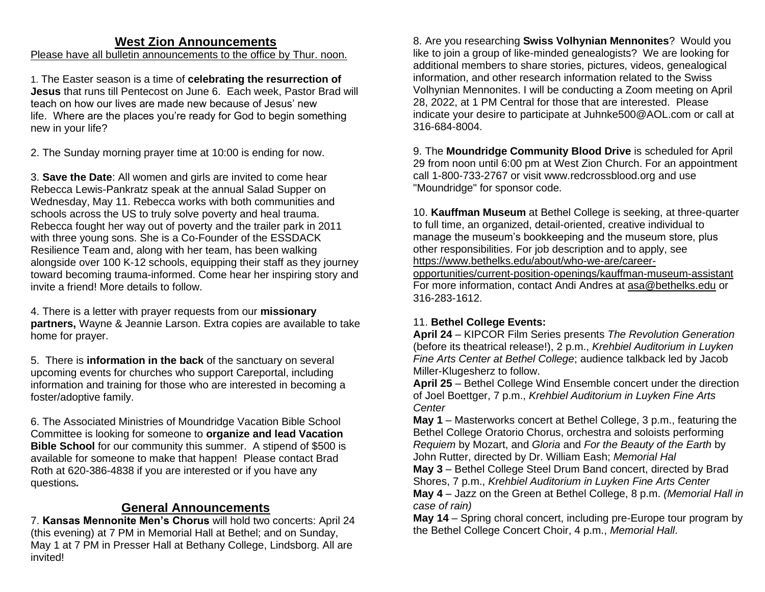## West Zion Announcements

Please have all bulletin announcements to the office by Thur. noon.

1. The Easter season is a time of **celebrating the resurrection of Jesus** that runs till Pentecost on June 6. Each week, Pastor Brad will teach on how our lives are made new because of Jesus' new life. Where are the places you're ready for God to begin something new in your life?

2. The Sunday morning prayer time at 10:00 is ending for now.

3. **Save the Date**: All women and girls are invited to come hear Rebecca Lewis-Pankratz speak at the annual Salad Supper on Wednesday, May 11. Rebecca works with both communities and schools across the US to truly solve poverty and heal trauma. Rebecca fought her way out of poverty and the trailer park in 2011 with three young sons. She is a Co-Founder of the ESSDACK Resilience Team and, along with her team, has been walking alongside over 100 K-12 schools, equipping their staff as they journey toward becoming trauma-informed. Come hear her inspiring story and invite a friend! More details to follow.

4. There is a letter with prayer requests from our **missionary partners,** Wayne & Jeannie Larson. Extra copies are available to take home for prayer.

5. There is **information in the back** of the sanctuary on several upcoming events for churches who support Careportal, including information and training for those who are interested in becoming a foster/adoptive family.

6. The Associated Ministries of Moundridge Vacation Bible School Committee is looking for someone to **organize and lead Vacation Bible School** for our community this summer. A stipend of $500 is available for someone to make that happen! Please contact Brad Roth at 620-386-4838 if you are interested or if you have any questions.

## General Announcements

7. **Kansas Mennonite Men's Chorus** will hold two concerts: April 24 (this evening) at 7 PM in Memorial Hall at Bethel; and on Sunday, May 1 at 7 PM in Presser Hall at Bethany College, Lindsborg. All are invited!

8. Are you researching **Swiss Volhynian Mennonites**? Would you like to join a group of like-minded genealogists? We are looking for additional members to share stories, pictures, videos, genealogical information, and other research information related to the Swiss Volhynian Mennonites. I will be conducting a Zoom meeting on April 28, 2022, at 1 PM Central for those that are interested. Please indicate your desire to participate at Juhnke500@AOL.com or call at 316-684-8004.

9. The **Moundridge Community Blood Drive** is scheduled for April 29 from noon until 6:00 pm at West Zion Church. For an appointment call 1-800-733-2767 or visit www.redcrossblood.org and use "Moundridge" for sponsor code.

10. **Kauffman Museum** at Bethel College is seeking, at three-quarter to full time, an organized, detail-oriented, creative individual to manage the museum's bookkeeping and the museum store, plus other responsibilities. For job description and to apply, see https://www.bethelks.edu/about/who-we-are/career-opportunities/current-position-openings/kauffman-museum-assistant For more information, contact Andi Andres at asa@bethelks.edu or 316-283-1612.

11. **Bethel College Events:**

**April 24** – KIPCOR Film Series presents *The Revolution Generation* (before its theatrical release!), 2 p.m., *Krehbiel Auditorium in Luyken Fine Arts Center at Bethel College*; audience talkback led by Jacob Miller-Klugesherz to follow.

**April 25** – Bethel College Wind Ensemble concert under the direction of Joel Boettger, 7 p.m., *Krehbiel Auditorium in Luyken Fine Arts Center*

**May 1** – Masterworks concert at Bethel College, 3 p.m., featuring the Bethel College Oratorio Chorus, orchestra and soloists performing *Requiem* by Mozart, and *Gloria* and *For the Beauty of the Earth* by John Rutter, directed by Dr. William Eash; *Memorial Hal*

**May 3** – Bethel College Steel Drum Band concert, directed by Brad Shores, 7 p.m., *Krehbiel Auditorium in Luyken Fine Arts Center*

**May 4** – Jazz on the Green at Bethel College, 8 p.m. *(Memorial Hall in case of rain)*

**May 14** – Spring choral concert, including pre-Europe tour program by the Bethel College Concert Choir, 4 p.m., *Memorial Hall*.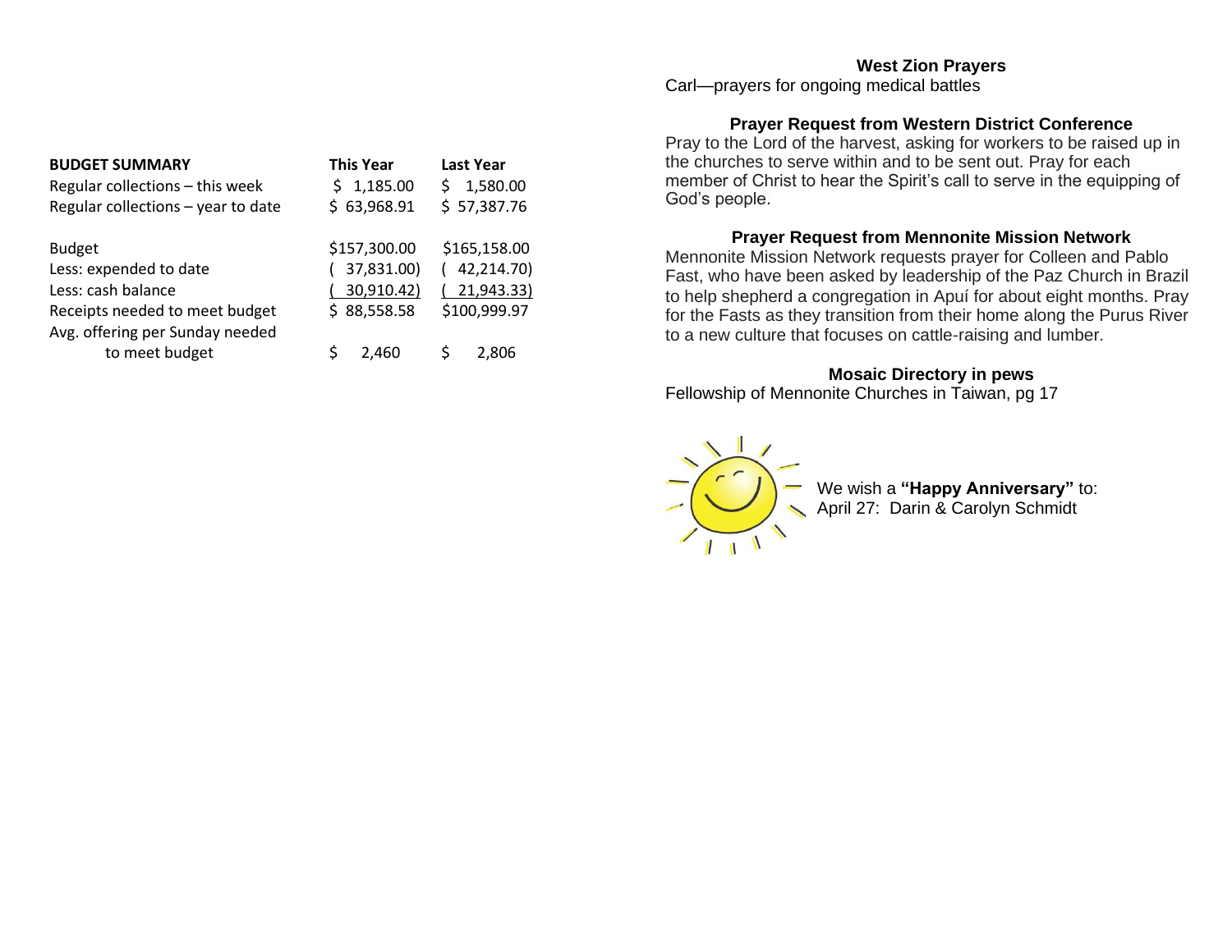| BUDGET SUMMARY | This Year | Last Year |
|---|---|---|
| Regular collections – this week | $ 1,185.00 | $ 1,580.00 |
| Regular collections – year to date | $ 63,968.91 | $ 57,387.76 |
| | | |
| Budget | $157,300.00 | $165,158.00 |
| Less: expended to date | ( 37,831.00) | ( 42,214.70) |
| Less: cash balance | ( 30,910.42) | ( 21,943.33) |
| Receipts needed to meet budget | $ 88,558.58 | $100,999.97 |
| Avg. offering per Sunday needed to meet budget | $ 2,460 | $ 2,806 |

**West Zion Prayers**

Carl—prayers for ongoing medical battles

**Prayer Request from Western District Conference**

Pray to the Lord of the harvest, asking for workers to be raised up in the churches to serve within and to be sent out. Pray for each member of Christ to hear the Spirit's call to serve in the equipping of God's people.

**Prayer Request from Mennonite Mission Network**

Mennonite Mission Network requests prayer for Colleen and Pablo Fast, who have been asked by leadership of the Paz Church in Brazil to help shepherd a congregation in Apuí for about eight months. Pray for the Fasts as they transition from their home along the Purus River to a new culture that focuses on cattle-raising and lumber.

**Mosaic Directory in pews**

Fellowship of Mennonite Churches in Taiwan, pg 17

We wish a **"Happy Anniversary"** to:
April 27: Darin & Carolyn Schmidt